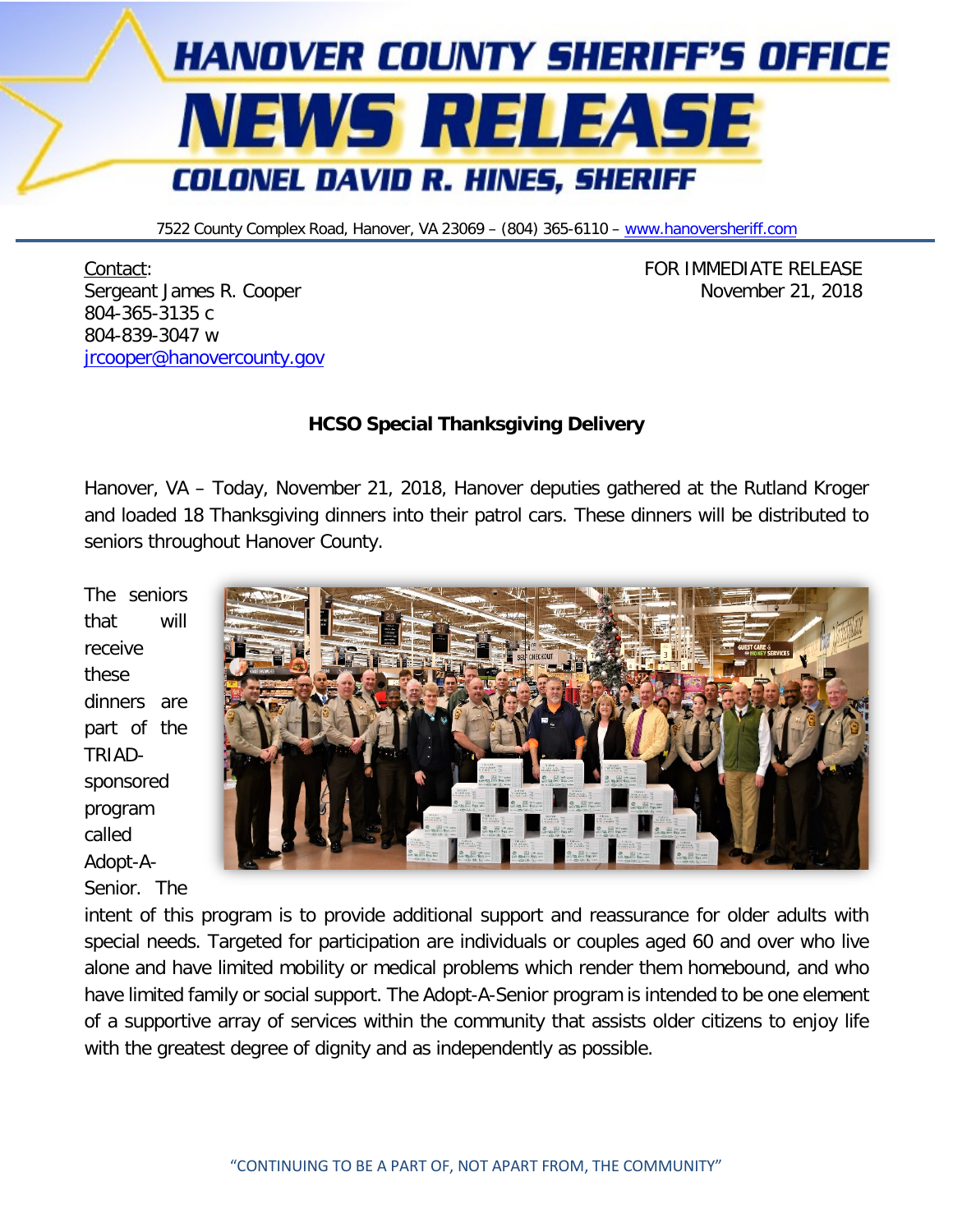# HANOVER COUNTY SHERIFF'S OFFICE

# NEWS RELEASE

## COLONEL DAVID R. HINES, SHERIFF

7522 County Complex Road, Hanover, VA 23069 – (804) 365-6110 – www.hanoversheriff.com

Contact:
Sergeant James R. Cooper
804-365-3135 c
804-839-3047 w
jrcooper@hanovercounty.gov

FOR IMMEDIATE RELEASE
November 21, 2018

**HCSO Special Thanksgiving Delivery**

Hanover, VA – Today, November 21, 2018, Hanover deputies gathered at the Rutland Kroger and loaded 18 Thanksgiving dinners into their patrol cars. These dinners will be distributed to seniors throughout Hanover County.

The seniors that will receive these dinners are part of the TRIAD-sponsored program called Adopt-A-Senior. The intent of this program is to provide additional support and reassurance for older adults with special needs. Targeted for participation are individuals or couples aged 60 and over who live alone and have limited mobility or medical problems which render them homebound, and who have limited family or social support. The Adopt-A-Senior program is intended to be one element of a supportive array of services within the community that assists older citizens to enjoy life with the greatest degree of dignity and as independently as possible.

"CONTINUING TO BE A PART OF, NOT APART FROM, THE COMMUNITY"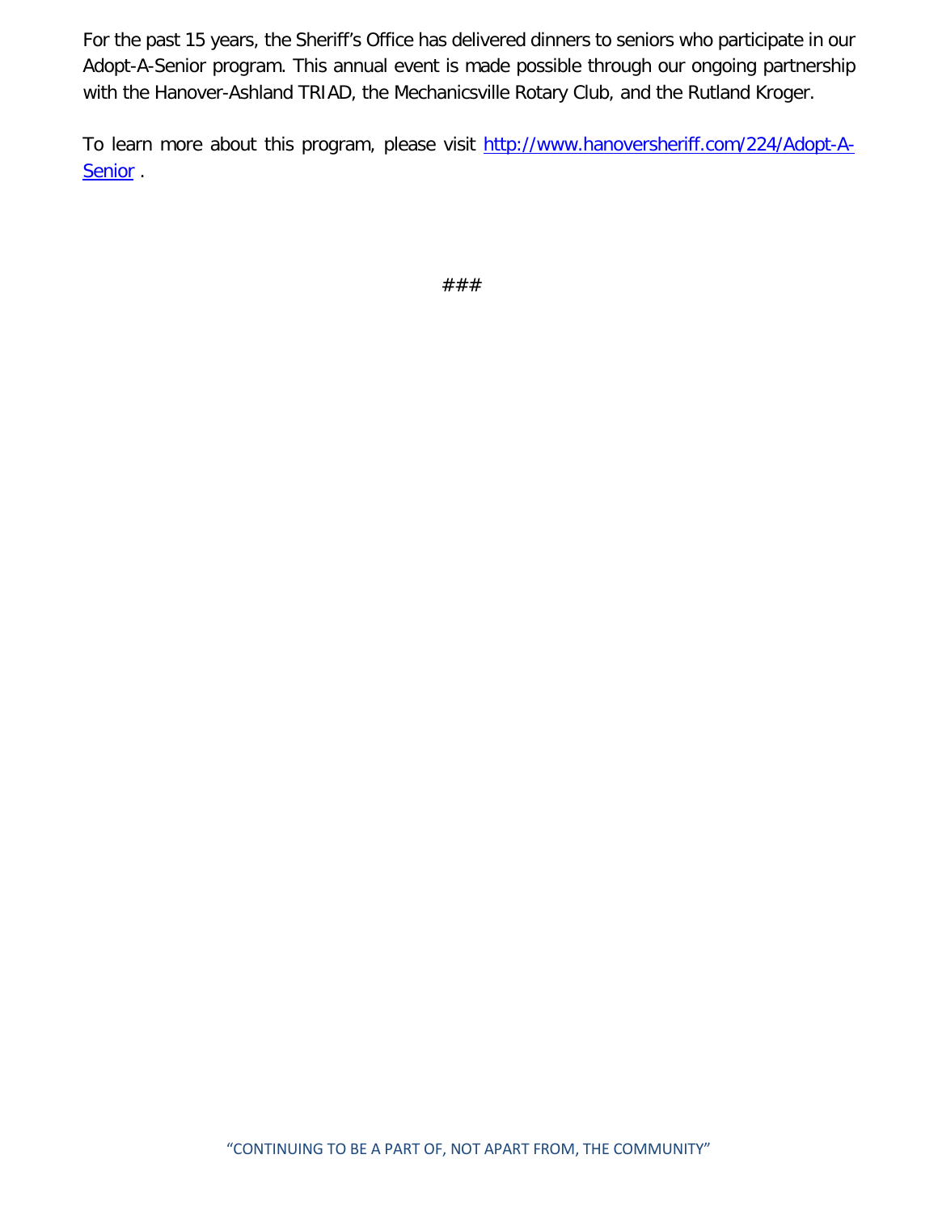For the past 15 years, the Sheriff's Office has delivered dinners to seniors who participate in our Adopt-A-Senior program. This annual event is made possible through our ongoing partnership with the Hanover-Ashland TRIAD, the Mechanicsville Rotary Club, and the Rutland Kroger.

To learn more about this program, please visit [http://www.hanoversheriff.com/224/Adopt-A-Senior](http://www.hanoversheriff.com/224/Adopt-A-Senior) .

###

"CONTINUING TO BE A PART OF, NOT APART FROM, THE COMMUNITY"